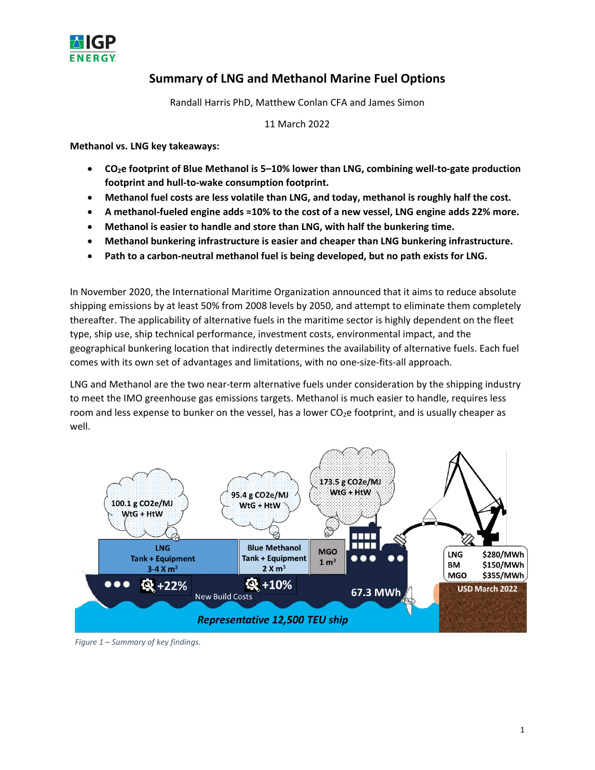# Summary of LNG and Methanol Marine Fuel Options

Randall Harris PhD, Matthew Conlan CFA and James Simon

11 March 2022

**Methanol vs. LNG key takeaways:**

- **$CO_2$e footprint of Blue Methanol is 5–10% lower than LNG, combining well-to-gate production footprint and hull-to-wake consumption footprint.**
- **Methanol fuel costs are less volatile than LNG, and today, methanol is roughly half the cost.**
- **A methanol-fueled engine adds ≈10% to the cost of a new vessel, LNG engine adds 22% more.**
- **Methanol is easier to handle and store than LNG, with half the bunkering time.**
- **Methanol bunkering infrastructure is easier and cheaper than LNG bunkering infrastructure.**
- **Path to a carbon-neutral methanol fuel is being developed, but no path exists for LNG.**

In November 2020, the International Maritime Organization announced that it aims to reduce absolute shipping emissions by at least 50% from 2008 levels by 2050, and attempt to eliminate them completely thereafter. The applicability of alternative fuels in the maritime sector is highly dependent on the fleet type, ship use, ship technical performance, investment costs, environmental impact, and the geographical bunkering location that indirectly determines the availability of alternative fuels. Each fuel comes with its own set of advantages and limitations, with no one-size-fits-all approach.

LNG and Methanol are the two near-term alternative fuels under consideration by the shipping industry to meet the IMO greenhouse gas emissions targets. Methanol is much easier to handle, requires less room and less expense to bunker on the vessel, has a lower $CO_2$e footprint, and is usually cheaper as well.

100.1 g CO2e/MJ WtG + HtW

95.4 g CO2e/MJ WtG + HtW

173.5 g CO2e/MJ WtG + HtW

LNG Tank + Equipment 3-4 X m³

Blue Methanol Tank + Equipment 2 X m³

MGO 1 m³

+22%

+10%

New Build Costs

67.3 MWh

| | |
|---|---|
| LNG | \$280/MWh |
| BM | \$150/MWh |
| MGO | \$355/MWh |

USD March 2022

*Representative 12,500 TEU ship*

*Figure 1 – Summary of key findings.*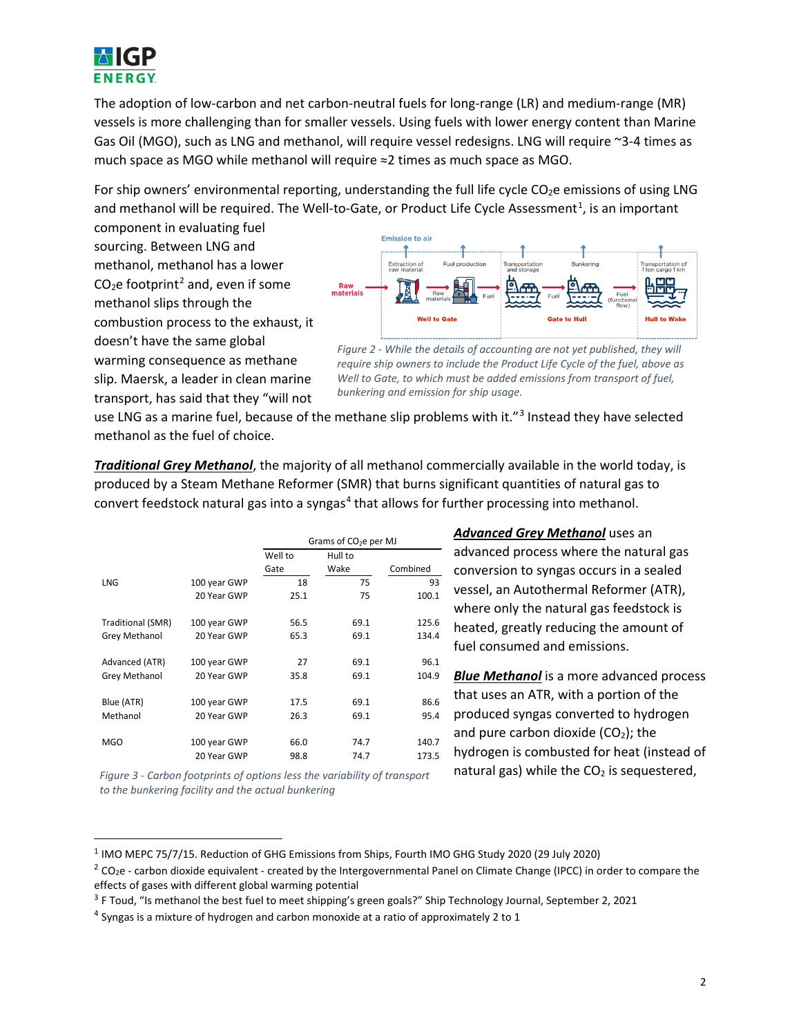The adoption of low-carbon and net carbon-neutral fuels for long-range (LR) and medium-range (MR) vessels is more challenging than for smaller vessels. Using fuels with lower energy content than Marine Gas Oil (MGO), such as LNG and methanol, will require vessel redesigns. LNG will require ~3-4 times as much space as MGO while methanol will require ≈2 times as much space as MGO.

For ship owners' environmental reporting, understanding the full life cycle $CO_2e$ emissions of using LNG and methanol will be required. The Well-to-Gate, or Product Life Cycle Assessment[1], is an important component in evaluating fuel sourcing. Between LNG and methanol, methanol has a lower $CO_2e$ footprint[2] and, even if some methanol slips through the combustion process to the exhaust, it doesn't have the same global warming consequence as methane slip. Maersk, a leader in clean marine transport, has said that they "will not use LNG as a marine fuel, because of the methane slip problems with it."[3] Instead they have selected methanol as the fuel of choice.

*Figure 2 - While the details of accounting are not yet published, they will require ship owners to include the Product Life Cycle of the fuel, above as Well to Gate, to which must be added emissions from transport of fuel, bunkering and emission for ship usage.*

***Traditional Grey Methanol***, the majority of all methanol commercially available in the world today, is produced by a Steam Methane Reformer (SMR) that burns significant quantities of natural gas to convert feedstock natural gas into a syngas[4] that allows for further processing into methanol.

| | | Grams of $CO_2e$ per MJ | | |
|---|---|---|---|---|
| | | Well to Gate | Hull to Wake | Combined |
| LNG | 100 year GWP | 18 | 75 | 93 |
| | 20 Year GWP | 25.1 | 75 | 100.1 |
| Traditional (SMR) Grey Methanol | 100 year GWP | 56.5 | 69.1 | 125.6 |
| | 20 Year GWP | 65.3 | 69.1 | 134.4 |
| Advanced (ATR) Grey Methanol | 100 year GWP | 27 | 69.1 | 96.1 |
| | 20 Year GWP | 35.8 | 69.1 | 104.9 |
| Blue (ATR) Methanol | 100 year GWP | 17.5 | 69.1 | 86.6 |
| | 20 Year GWP | 26.3 | 69.1 | 95.4 |
| MGO | 100 year GWP | 66.0 | 74.7 | 140.7 |
| | 20 Year GWP | 98.8 | 74.7 | 173.5 |

*Figure 3 - Carbon footprints of options less the variability of transport to the bunkering facility and the actual bunkering*

***Advanced Grey Methanol*** uses an advanced process where the natural gas conversion to syngas occurs in a sealed vessel, an Autothermal Reformer (ATR), where only the natural gas feedstock is heated, greatly reducing the amount of fuel consumed and emissions.

***Blue Methanol*** is a more advanced process that uses an ATR, with a portion of the produced syngas converted to hydrogen and pure carbon dioxide ($CO_2$); the hydrogen is combusted for heat (instead of natural gas) while the $CO_2$ is sequestered,

---

[1] IMO MEPC 75/7/15. Reduction of GHG Emissions from Ships, Fourth IMO GHG Study 2020 (29 July 2020)

[2] $CO_2e$ - carbon dioxide equivalent - created by the Intergovernmental Panel on Climate Change (IPCC) in order to compare the effects of gases with different global warming potential

[3] F Toud, "Is methanol the best fuel to meet shipping's green goals?" Ship Technology Journal, September 2, 2021

[4] Syngas is a mixture of hydrogen and carbon monoxide at a ratio of approximately 2 to 1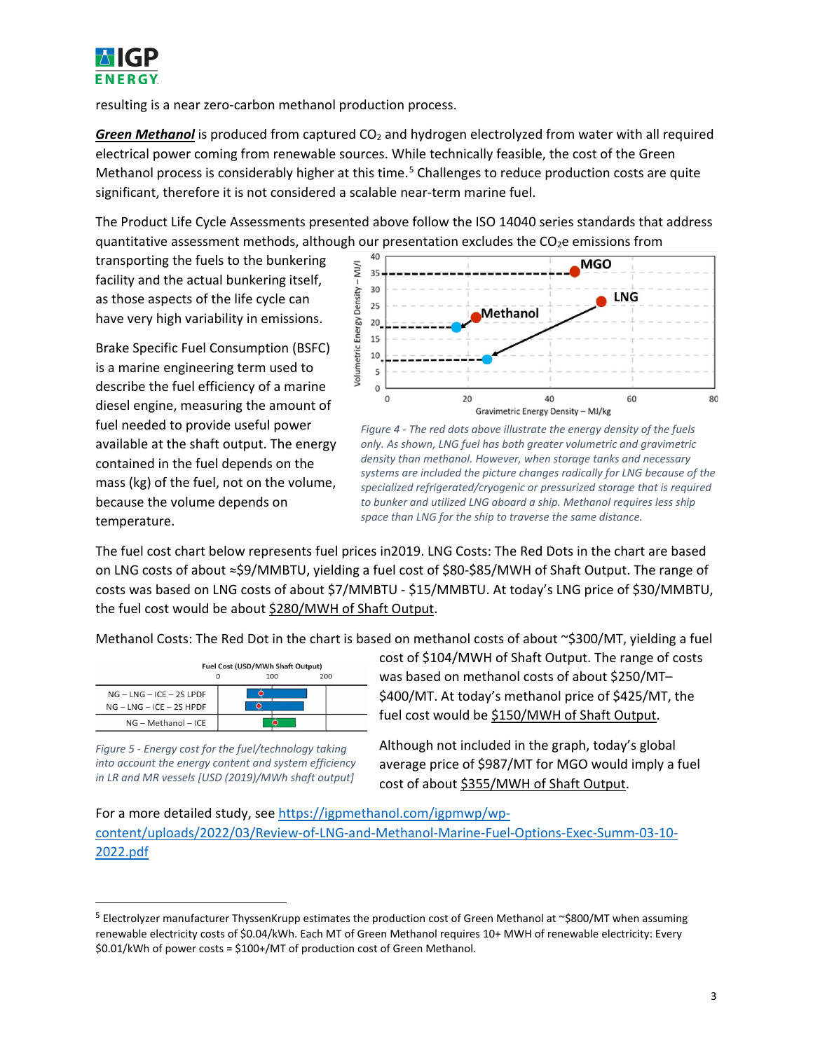resulting is a near zero-carbon methanol production process.

***Green Methanol*** is produced from captured $CO_2$ and hydrogen electrolyzed from water with all required electrical power coming from renewable sources. While technically feasible, the cost of the Green Methanol process is considerably higher at this time.[5] Challenges to reduce production costs are quite significant, therefore it is not considered a scalable near-term marine fuel.

The Product Life Cycle Assessments presented above follow the ISO 14040 series standards that address quantitative assessment methods, although our presentation excludes the $CO_2$e emissions from transporting the fuels to the bunkering facility and the actual bunkering itself, as those aspects of the life cycle can have very high variability in emissions.

Brake Specific Fuel Consumption (BSFC) is a marine engineering term used to describe the fuel efficiency of a marine diesel engine, measuring the amount of fuel needed to provide useful power available at the shaft output. The energy contained in the fuel depends on the mass (kg) of the fuel, not on the volume, because the volume depends on temperature.

Volumetric Energy Density – MJ/l
40
35
30
25
20
15
10
5
0
MGO
LNG
Methanol
0
20
40
60
80
Gravimetric Energy Density – MJ/kg

*Figure 4 - The red dots above illustrate the energy density of the fuels only. As shown, LNG fuel has both greater volumetric and gravimetric density than methanol. However, when storage tanks and necessary systems are included the picture changes radically for LNG because of the specialized refrigerated/cryogenic or pressurized storage that is required to bunker and utilized LNG aboard a ship. Methanol requires less ship space than LNG for the ship to traverse the same distance.*

The fuel cost chart below represents fuel prices in2019. LNG Costs: The Red Dots in the chart are based on LNG costs of about ≈$9/MMBTU, yielding a fuel cost of $80-$85/MWH of Shaft Output. The range of costs was based on LNG costs of about $7/MMBTU - $15/MMBTU. At today's LNG price of $30/MMBTU, the fuel cost would be about $280/MWH of Shaft Output.

Methanol Costs: The Red Dot in the chart is based on methanol costs of about ~$300/MT, yielding a fuel cost of $104/MWH of Shaft Output. The range of costs was based on methanol costs of about $250/MT–$400/MT. At today's methanol price of $425/MT, the fuel cost would be $150/MWH of Shaft Output.

Fuel Cost (USD/MWh Shaft Output)
0
100
200
NG – LNG – ICE – 2S LPDF
NG – LNG – ICE – 2S HPDF
NG – Methanol – ICE

*Figure 5 - Energy cost for the fuel/technology taking into account the energy content and system efficiency in LR and MR vessels [USD (2019)/MWh shaft output]*

Although not included in the graph, today's global average price of $987/MT for MGO would imply a fuel cost of about $355/MWH of Shaft Output.

For a more detailed study, see https://igpmethanol.com/igpmwp/wp-content/uploads/2022/03/Review-of-LNG-and-Methanol-Marine-Fuel-Options-Exec-Summ-03-10-2022.pdf

---

[5] Electrolyzer manufacturer ThyssenKrupp estimates the production cost of Green Methanol at ~$800/MT when assuming renewable electricity costs of $0.04/kWh. Each MT of Green Methanol requires 10+ MWH of renewable electricity: Every $0.01/kWh of power costs = $100+/MT of production cost of Green Methanol.